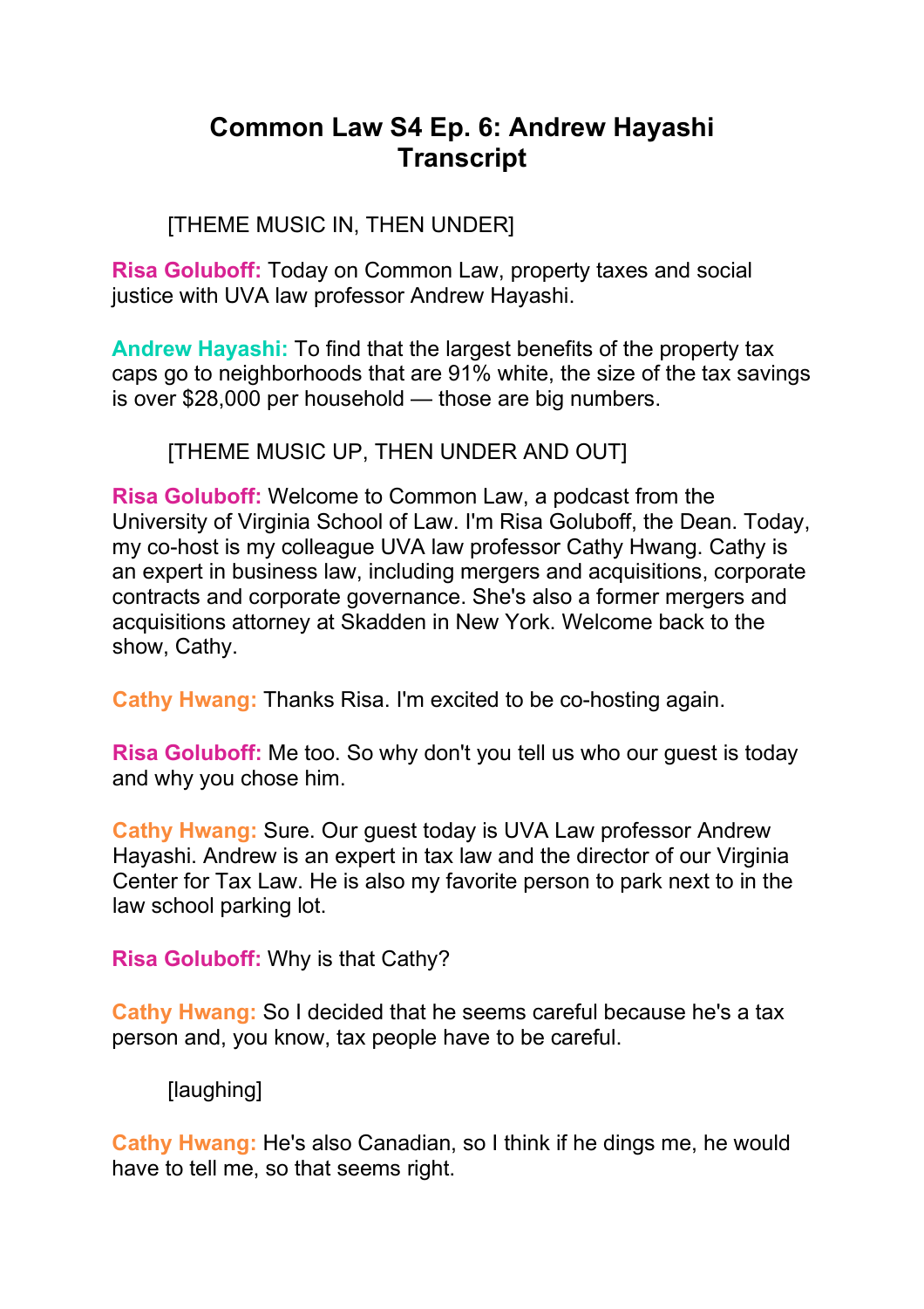# Common Law S4 Ep. 6: Andrew Hayashi Transcript

[THEME MUSIC IN, THEN UNDER]

**Risa Goluboff:** Today on Common Law, property taxes and social justice with UVA law professor Andrew Hayashi.

**Andrew Hayashi:** To find that the largest benefits of the property tax caps go to neighborhoods that are 91% white, the size of the tax savings is over $28,000 per household — those are big numbers.

[THEME MUSIC UP, THEN UNDER AND OUT]

**Risa Goluboff:** Welcome to Common Law, a podcast from the University of Virginia School of Law. I'm Risa Goluboff, the Dean. Today, my co-host is my colleague UVA law professor Cathy Hwang. Cathy is an expert in business law, including mergers and acquisitions, corporate contracts and corporate governance. She's also a former mergers and acquisitions attorney at Skadden in New York. Welcome back to the show, Cathy.

**Cathy Hwang:** Thanks Risa. I'm excited to be co-hosting again.

**Risa Goluboff:** Me too. So why don't you tell us who our guest is today and why you chose him.

**Cathy Hwang:** Sure. Our guest today is UVA Law professor Andrew Hayashi. Andrew is an expert in tax law and the director of our Virginia Center for Tax Law. He is also my favorite person to park next to in the law school parking lot.

**Risa Goluboff:** Why is that Cathy?

**Cathy Hwang:** So I decided that he seems careful because he's a tax person and, you know, tax people have to be careful.

[laughing]

**Cathy Hwang:** He's also Canadian, so I think if he dings me, he would have to tell me, so that seems right.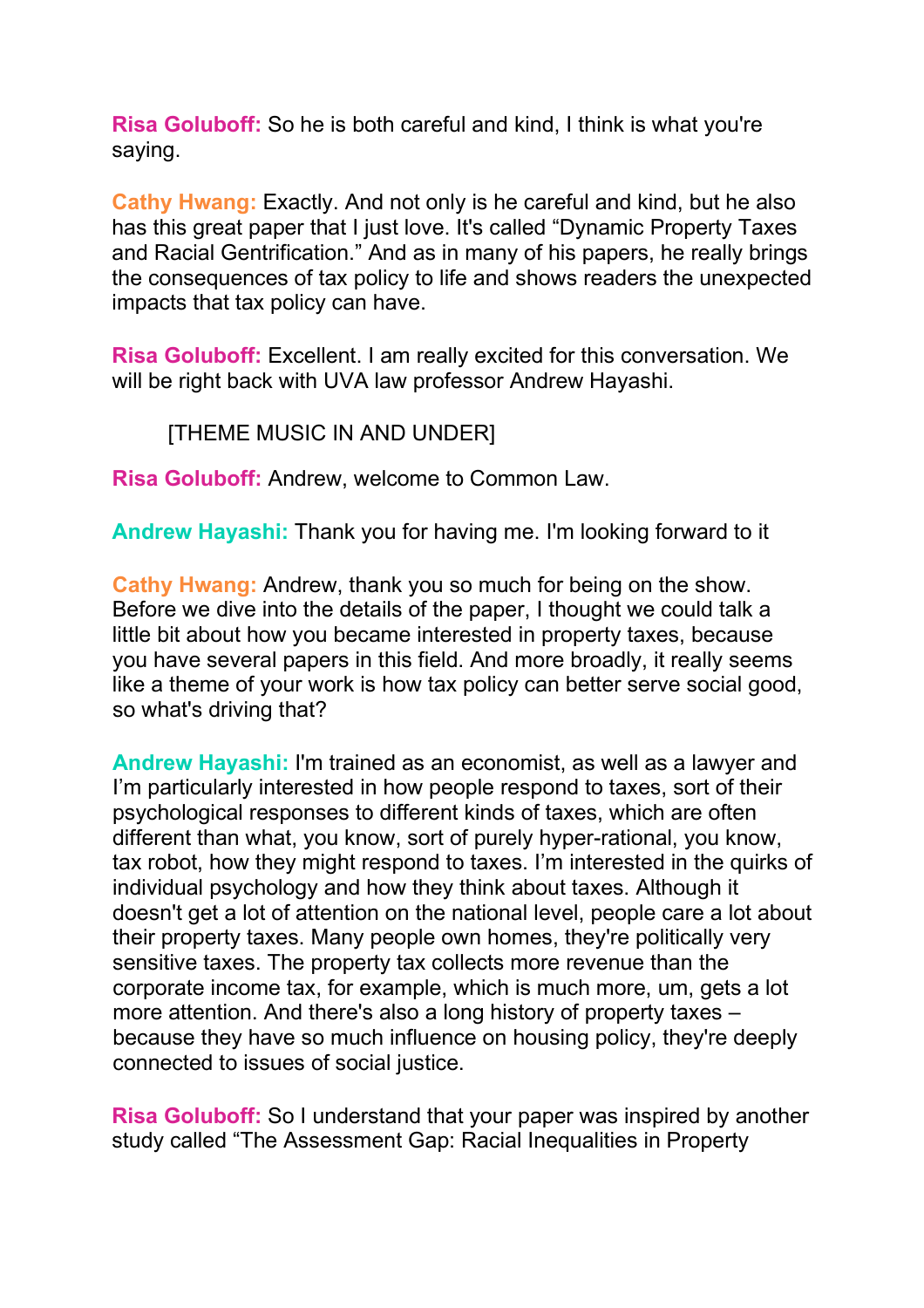**Risa Goluboff:** So he is both careful and kind, I think is what you're saying.

**Cathy Hwang:** Exactly. And not only is he careful and kind, but he also has this great paper that I just love. It's called "Dynamic Property Taxes and Racial Gentrification." And as in many of his papers, he really brings the consequences of tax policy to life and shows readers the unexpected impacts that tax policy can have.

**Risa Goluboff:** Excellent. I am really excited for this conversation. We will be right back with UVA law professor Andrew Hayashi.

[THEME MUSIC IN AND UNDER]

**Risa Goluboff:** Andrew, welcome to Common Law.

**Andrew Hayashi:** Thank you for having me. I'm looking forward to it

**Cathy Hwang:** Andrew, thank you so much for being on the show. Before we dive into the details of the paper, I thought we could talk a little bit about how you became interested in property taxes, because you have several papers in this field. And more broadly, it really seems like a theme of your work is how tax policy can better serve social good, so what's driving that?

**Andrew Hayashi:** I'm trained as an economist, as well as a lawyer and I'm particularly interested in how people respond to taxes, sort of their psychological responses to different kinds of taxes, which are often different than what, you know, sort of purely hyper-rational, you know, tax robot, how they might respond to taxes. I'm interested in the quirks of individual psychology and how they think about taxes. Although it doesn't get a lot of attention on the national level, people care a lot about their property taxes. Many people own homes, they're politically very sensitive taxes. The property tax collects more revenue than the corporate income tax, for example, which is much more, um, gets a lot more attention. And there's also a long history of property taxes – because they have so much influence on housing policy, they're deeply connected to issues of social justice.

**Risa Goluboff:** So I understand that your paper was inspired by another study called "The Assessment Gap: Racial Inequalities in Property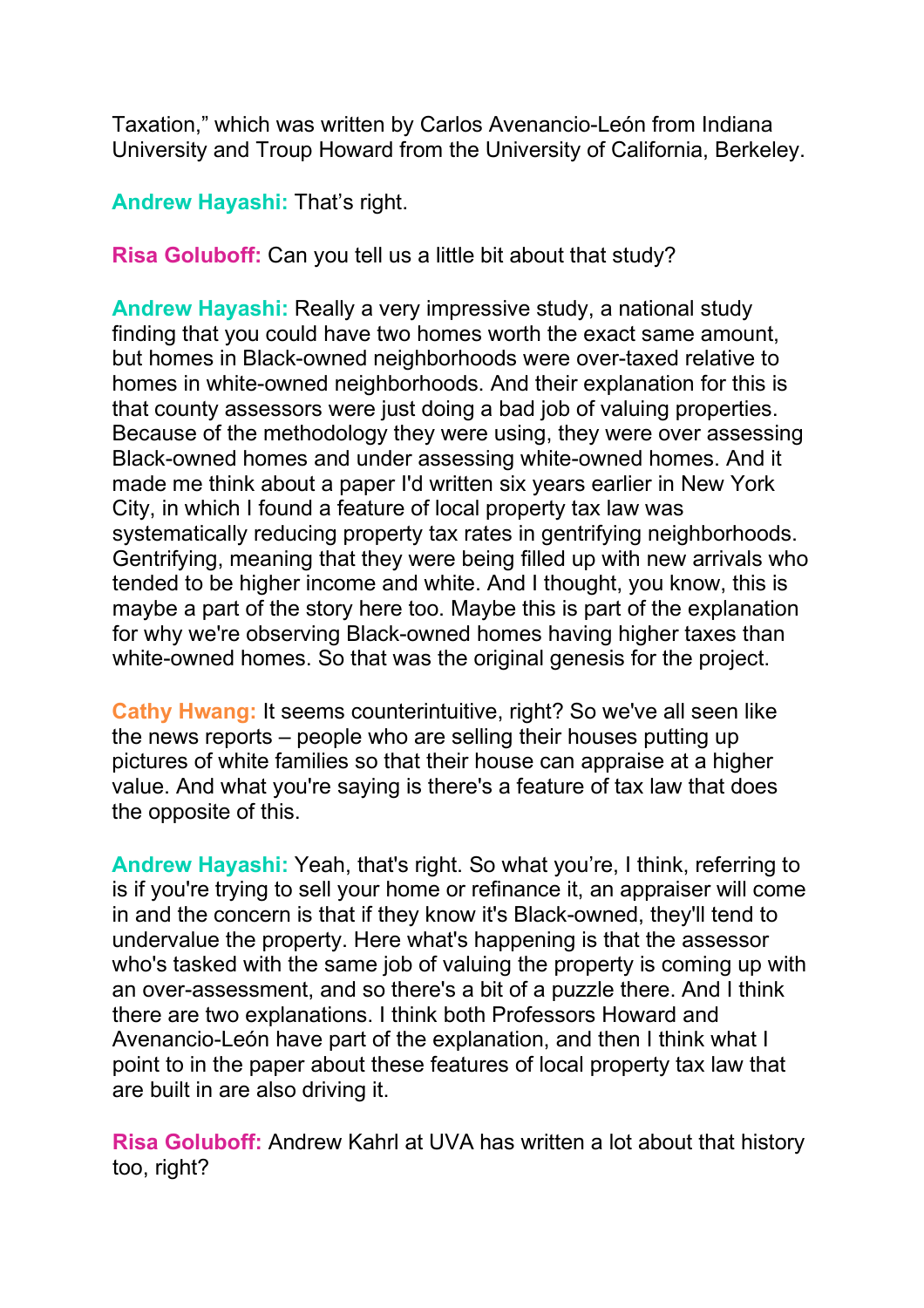Taxation," which was written by Carlos Avenancio-León from Indiana University and Troup Howard from the University of California, Berkeley.

**Andrew Hayashi:** That's right.

**Risa Goluboff:** Can you tell us a little bit about that study?

**Andrew Hayashi:** Really a very impressive study, a national study finding that you could have two homes worth the exact same amount, but homes in Black-owned neighborhoods were over-taxed relative to homes in white-owned neighborhoods. And their explanation for this is that county assessors were just doing a bad job of valuing properties. Because of the methodology they were using, they were over assessing Black-owned homes and under assessing white-owned homes. And it made me think about a paper I'd written six years earlier in New York City, in which I found a feature of local property tax law was systematically reducing property tax rates in gentrifying neighborhoods. Gentrifying, meaning that they were being filled up with new arrivals who tended to be higher income and white. And I thought, you know, this is maybe a part of the story here too. Maybe this is part of the explanation for why we're observing Black-owned homes having higher taxes than white-owned homes. So that was the original genesis for the project.

**Cathy Hwang:** It seems counterintuitive, right? So we've all seen like the news reports – people who are selling their houses putting up pictures of white families so that their house can appraise at a higher value. And what you're saying is there's a feature of tax law that does the opposite of this.

**Andrew Hayashi:** Yeah, that's right. So what you're, I think, referring to is if you're trying to sell your home or refinance it, an appraiser will come in and the concern is that if they know it's Black-owned, they'll tend to undervalue the property. Here what's happening is that the assessor who's tasked with the same job of valuing the property is coming up with an over-assessment, and so there's a bit of a puzzle there. And I think there are two explanations. I think both Professors Howard and Avenancio-León have part of the explanation, and then I think what I point to in the paper about these features of local property tax law that are built in are also driving it.

**Risa Goluboff:** Andrew Kahrl at UVA has written a lot about that history too, right?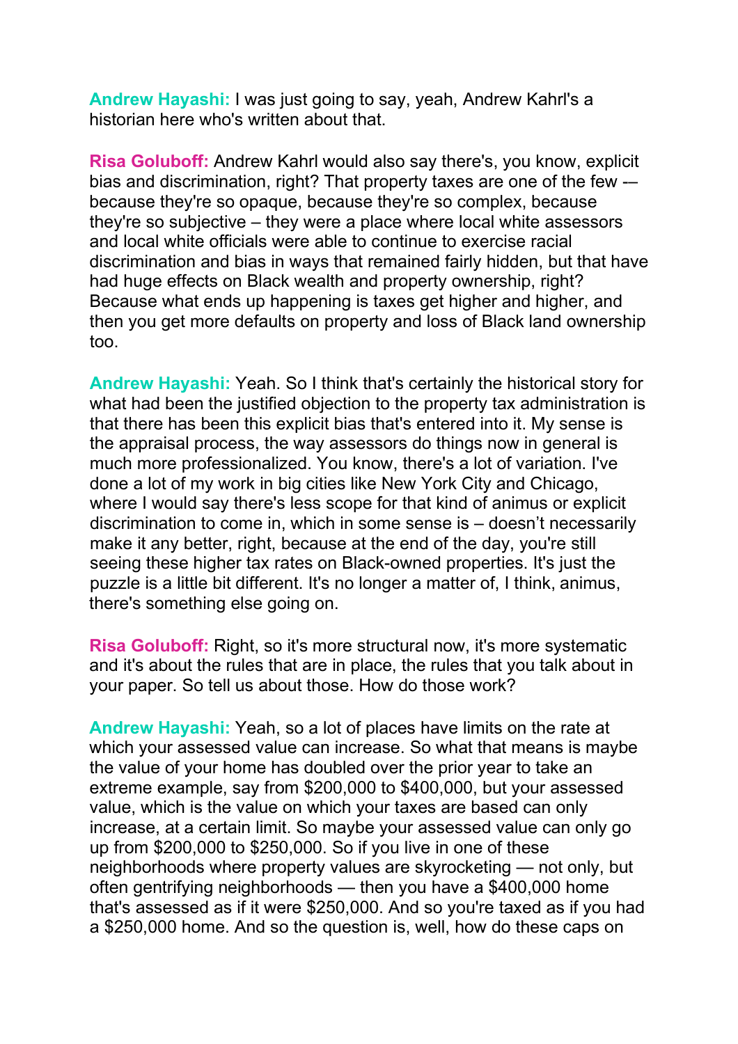**Andrew Hayashi:** I was just going to say, yeah, Andrew Kahrl's a historian here who's written about that.

**Risa Goluboff:** Andrew Kahrl would also say there's, you know, explicit bias and discrimination, right? That property taxes are one of the few -– because they're so opaque, because they're so complex, because they're so subjective – they were a place where local white assessors and local white officials were able to continue to exercise racial discrimination and bias in ways that remained fairly hidden, but that have had huge effects on Black wealth and property ownership, right? Because what ends up happening is taxes get higher and higher, and then you get more defaults on property and loss of Black land ownership too.

**Andrew Hayashi:** Yeah. So I think that's certainly the historical story for what had been the justified objection to the property tax administration is that there has been this explicit bias that's entered into it. My sense is the appraisal process, the way assessors do things now in general is much more professionalized. You know, there's a lot of variation. I've done a lot of my work in big cities like New York City and Chicago, where I would say there's less scope for that kind of animus or explicit discrimination to come in, which in some sense is – doesn't necessarily make it any better, right, because at the end of the day, you're still seeing these higher tax rates on Black-owned properties. It's just the puzzle is a little bit different. It's no longer a matter of, I think, animus, there's something else going on.

**Risa Goluboff:** Right, so it's more structural now, it's more systematic and it's about the rules that are in place, the rules that you talk about in your paper. So tell us about those. How do those work?

**Andrew Hayashi:** Yeah, so a lot of places have limits on the rate at which your assessed value can increase. So what that means is maybe the value of your home has doubled over the prior year to take an extreme example, say from $200,000 to $400,000, but your assessed value, which is the value on which your taxes are based can only increase, at a certain limit. So maybe your assessed value can only go up from $200,000 to $250,000. So if you live in one of these neighborhoods where property values are skyrocketing — not only, but often gentrifying neighborhoods — then you have a $400,000 home that's assessed as if it were $250,000. And so you're taxed as if you had a $250,000 home. And so the question is, well, how do these caps on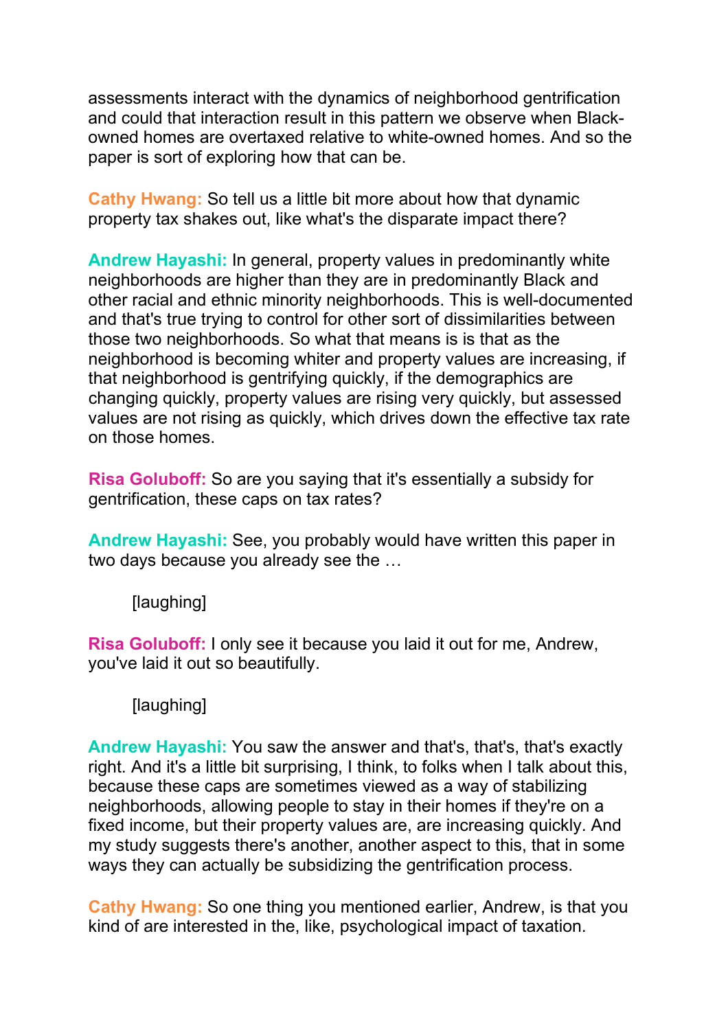assessments interact with the dynamics of neighborhood gentrification and could that interaction result in this pattern we observe when Black-owned homes are overtaxed relative to white-owned homes. And so the paper is sort of exploring how that can be.

**Cathy Hwang:** So tell us a little bit more about how that dynamic property tax shakes out, like what's the disparate impact there?

**Andrew Hayashi:** In general, property values in predominantly white neighborhoods are higher than they are in predominantly Black and other racial and ethnic minority neighborhoods. This is well-documented and that's true trying to control for other sort of dissimilarities between those two neighborhoods. So what that means is is that as the neighborhood is becoming whiter and property values are increasing, if that neighborhood is gentrifying quickly, if the demographics are changing quickly, property values are rising very quickly, but assessed values are not rising as quickly, which drives down the effective tax rate on those homes.

**Risa Goluboff:** So are you saying that it's essentially a subsidy for gentrification, these caps on tax rates?

**Andrew Hayashi:** See, you probably would have written this paper in two days because you already see the …

[laughing]

**Risa Goluboff:** I only see it because you laid it out for me, Andrew, you've laid it out so beautifully.

[laughing]

**Andrew Hayashi:** You saw the answer and that's, that's, that's exactly right. And it's a little bit surprising, I think, to folks when I talk about this, because these caps are sometimes viewed as a way of stabilizing neighborhoods, allowing people to stay in their homes if they're on a fixed income, but their property values are, are increasing quickly. And my study suggests there's another, another aspect to this, that in some ways they can actually be subsidizing the gentrification process.

**Cathy Hwang:** So one thing you mentioned earlier, Andrew, is that you kind of are interested in the, like, psychological impact of taxation.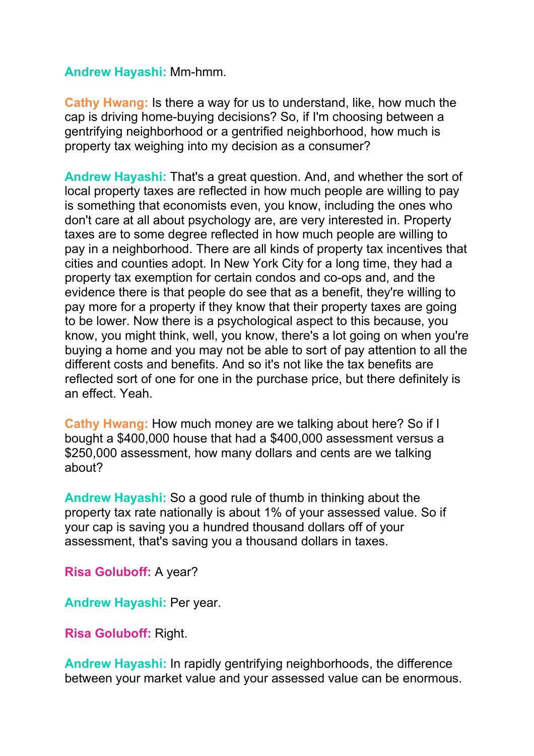**Andrew Hayashi:** Mm-hmm.

**Cathy Hwang:** Is there a way for us to understand, like, how much the cap is driving home-buying decisions? So, if I'm choosing between a gentrifying neighborhood or a gentrified neighborhood, how much is property tax weighing into my decision as a consumer?

**Andrew Hayashi:** That's a great question. And, and whether the sort of local property taxes are reflected in how much people are willing to pay is something that economists even, you know, including the ones who don't care at all about psychology are, are very interested in. Property taxes are to some degree reflected in how much people are willing to pay in a neighborhood. There are all kinds of property tax incentives that cities and counties adopt. In New York City for a long time, they had a property tax exemption for certain condos and co-ops and, and the evidence there is that people do see that as a benefit, they're willing to pay more for a property if they know that their property taxes are going to be lower. Now there is a psychological aspect to this because, you know, you might think, well, you know, there's a lot going on when you're buying a home and you may not be able to sort of pay attention to all the different costs and benefits. And so it's not like the tax benefits are reflected sort of one for one in the purchase price, but there definitely is an effect. Yeah.

**Cathy Hwang:** How much money are we talking about here? So if I bought a $400,000 house that had a $400,000 assessment versus a $250,000 assessment, how many dollars and cents are we talking about?

**Andrew Hayashi:** So a good rule of thumb in thinking about the property tax rate nationally is about 1% of your assessed value. So if your cap is saving you a hundred thousand dollars off of your assessment, that's saving you a thousand dollars in taxes.

**Risa Goluboff:** A year?

**Andrew Hayashi:** Per year.

**Risa Goluboff:** Right.

**Andrew Hayashi:** In rapidly gentrifying neighborhoods, the difference between your market value and your assessed value can be enormous.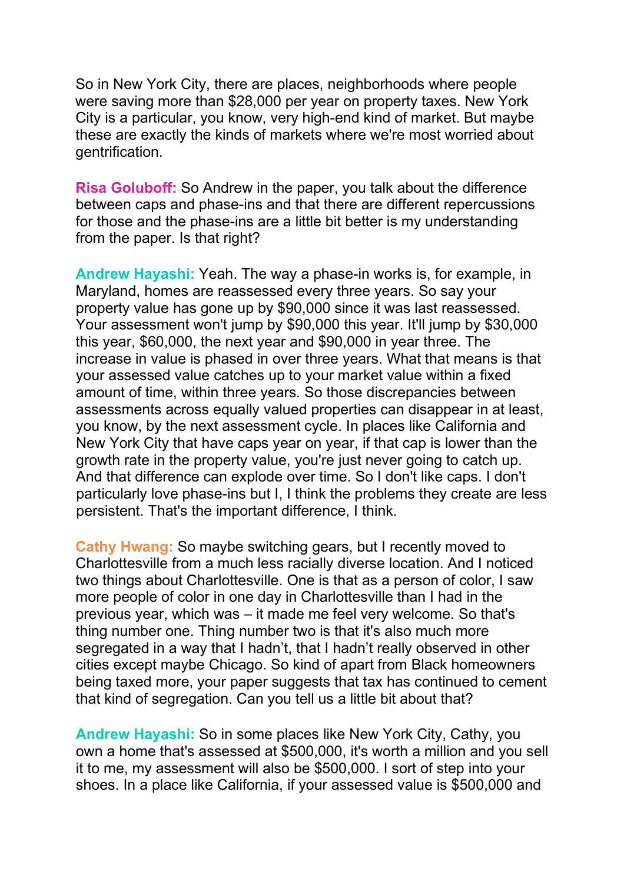So in New York City, there are places, neighborhoods where people were saving more than $28,000 per year on property taxes. New York City is a particular, you know, very high-end kind of market. But maybe these are exactly the kinds of markets where we're most worried about gentrification.

**Risa Goluboff:** So Andrew in the paper, you talk about the difference between caps and phase-ins and that there are different repercussions for those and the phase-ins are a little bit better is my understanding from the paper. Is that right?

**Andrew Hayashi:** Yeah. The way a phase-in works is, for example, in Maryland, homes are reassessed every three years. So say your property value has gone up by $90,000 since it was last reassessed. Your assessment won't jump by $90,000 this year. It'll jump by $30,000 this year, $60,000, the next year and $90,000 in year three. The increase in value is phased in over three years. What that means is that your assessed value catches up to your market value within a fixed amount of time, within three years. So those discrepancies between assessments across equally valued properties can disappear in at least, you know, by the next assessment cycle. In places like California and New York City that have caps year on year, if that cap is lower than the growth rate in the property value, you're just never going to catch up. And that difference can explode over time. So I don't like caps. I don't particularly love phase-ins but I, I think the problems they create are less persistent. That's the important difference, I think.

**Cathy Hwang:** So maybe switching gears, but I recently moved to Charlottesville from a much less racially diverse location. And I noticed two things about Charlottesville. One is that as a person of color, I saw more people of color in one day in Charlottesville than I had in the previous year, which was – it made me feel very welcome. So that's thing number one. Thing number two is that it's also much more segregated in a way that I hadn't, that I hadn't really observed in other cities except maybe Chicago. So kind of apart from Black homeowners being taxed more, your paper suggests that tax has continued to cement that kind of segregation. Can you tell us a little bit about that?

**Andrew Hayashi:** So in some places like New York City, Cathy, you own a home that's assessed at $500,000, it's worth a million and you sell it to me, my assessment will also be $500,000. I sort of step into your shoes. In a place like California, if your assessed value is $500,000 and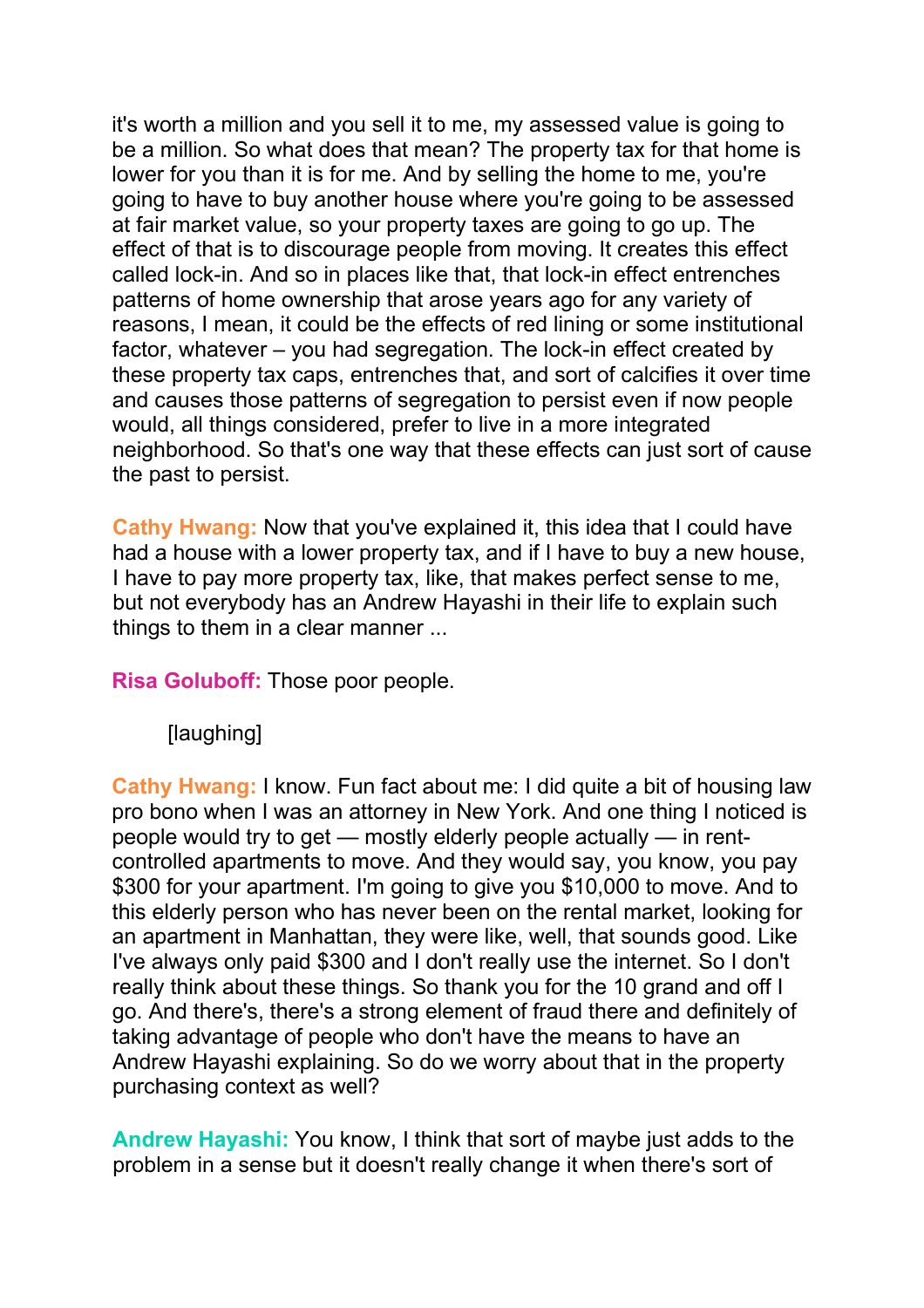it's worth a million and you sell it to me, my assessed value is going to be a million. So what does that mean? The property tax for that home is lower for you than it is for me. And by selling the home to me, you're going to have to buy another house where you're going to be assessed at fair market value, so your property taxes are going to go up. The effect of that is to discourage people from moving. It creates this effect called lock-in. And so in places like that, that lock-in effect entrenches patterns of home ownership that arose years ago for any variety of reasons, I mean, it could be the effects of red lining or some institutional factor, whatever – you had segregation. The lock-in effect created by these property tax caps, entrenches that, and sort of calcifies it over time and causes those patterns of segregation to persist even if now people would, all things considered, prefer to live in a more integrated neighborhood. So that's one way that these effects can just sort of cause the past to persist.

**Cathy Hwang:** Now that you've explained it, this idea that I could have had a house with a lower property tax, and if I have to buy a new house, I have to pay more property tax, like, that makes perfect sense to me, but not everybody has an Andrew Hayashi in their life to explain such things to them in a clear manner ...

**Risa Goluboff:** Those poor people.

[laughing]

**Cathy Hwang:** I know. Fun fact about me: I did quite a bit of housing law pro bono when I was an attorney in New York. And one thing I noticed is people would try to get — mostly elderly people actually — in rent-controlled apartments to move. And they would say, you know, you pay $300 for your apartment. I'm going to give you $10,000 to move. And to this elderly person who has never been on the rental market, looking for an apartment in Manhattan, they were like, well, that sounds good. Like I've always only paid $300 and I don't really use the internet. So I don't really think about these things. So thank you for the 10 grand and off I go. And there's, there's a strong element of fraud there and definitely of taking advantage of people who don't have the means to have an Andrew Hayashi explaining. So do we worry about that in the property purchasing context as well?

**Andrew Hayashi:** You know, I think that sort of maybe just adds to the problem in a sense but it doesn't really change it when there's sort of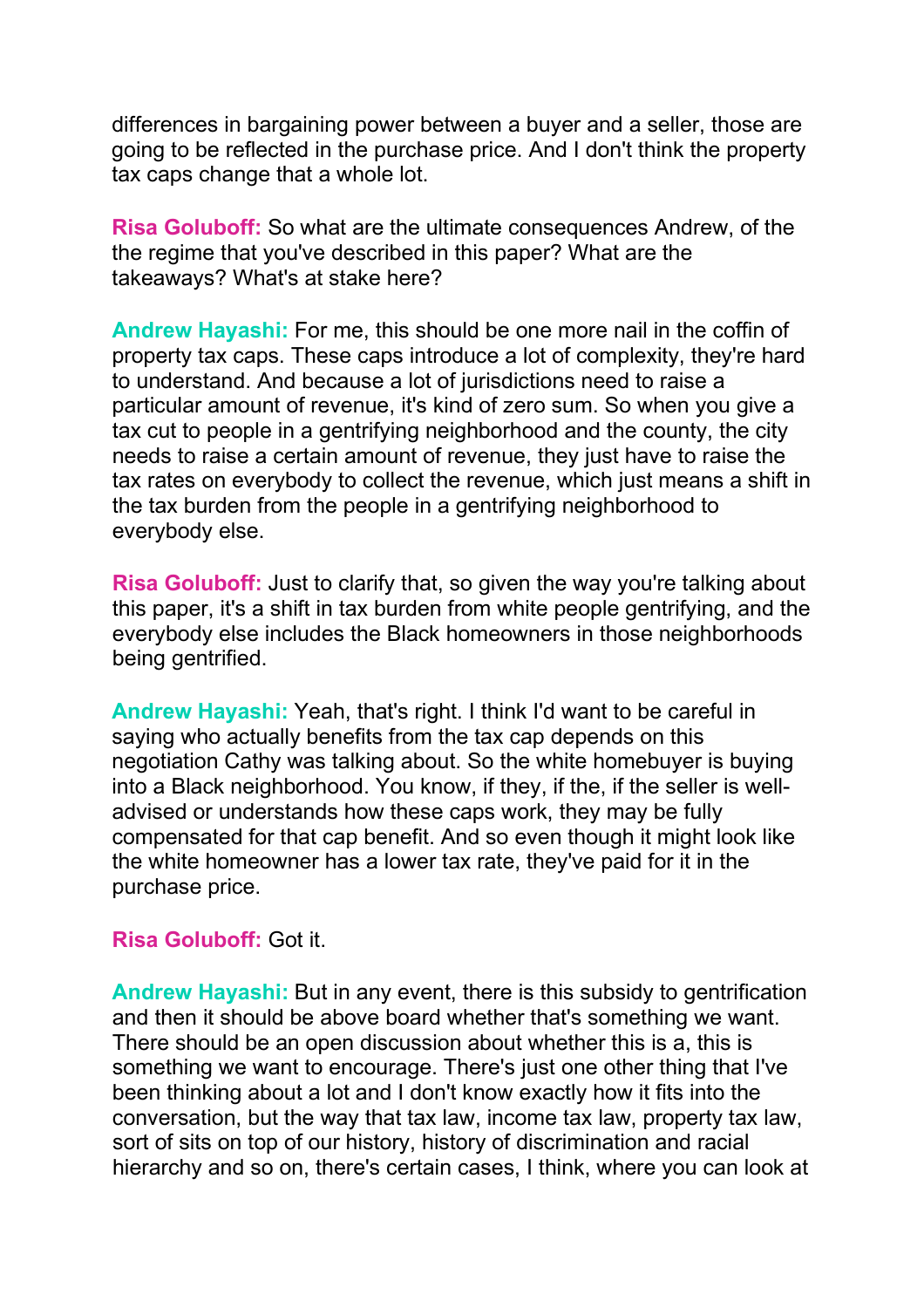differences in bargaining power between a buyer and a seller, those are going to be reflected in the purchase price. And I don't think the property tax caps change that a whole lot.

**Risa Goluboff:** So what are the ultimate consequences Andrew, of the the regime that you've described in this paper? What are the takeaways? What's at stake here?

**Andrew Hayashi:** For me, this should be one more nail in the coffin of property tax caps. These caps introduce a lot of complexity, they're hard to understand. And because a lot of jurisdictions need to raise a particular amount of revenue, it's kind of zero sum. So when you give a tax cut to people in a gentrifying neighborhood and the county, the city needs to raise a certain amount of revenue, they just have to raise the tax rates on everybody to collect the revenue, which just means a shift in the tax burden from the people in a gentrifying neighborhood to everybody else.

**Risa Goluboff:** Just to clarify that, so given the way you're talking about this paper, it's a shift in tax burden from white people gentrifying, and the everybody else includes the Black homeowners in those neighborhoods being gentrified.

**Andrew Hayashi:** Yeah, that's right. I think I'd want to be careful in saying who actually benefits from the tax cap depends on this negotiation Cathy was talking about. So the white homebuyer is buying into a Black neighborhood. You know, if they, if the, if the seller is well-advised or understands how these caps work, they may be fully compensated for that cap benefit. And so even though it might look like the white homeowner has a lower tax rate, they've paid for it in the purchase price.

**Risa Goluboff:** Got it.

**Andrew Hayashi:** But in any event, there is this subsidy to gentrification and then it should be above board whether that's something we want. There should be an open discussion about whether this is a, this is something we want to encourage. There's just one other thing that I've been thinking about a lot and I don't know exactly how it fits into the conversation, but the way that tax law, income tax law, property tax law, sort of sits on top of our history, history of discrimination and racial hierarchy and so on, there's certain cases, I think, where you can look at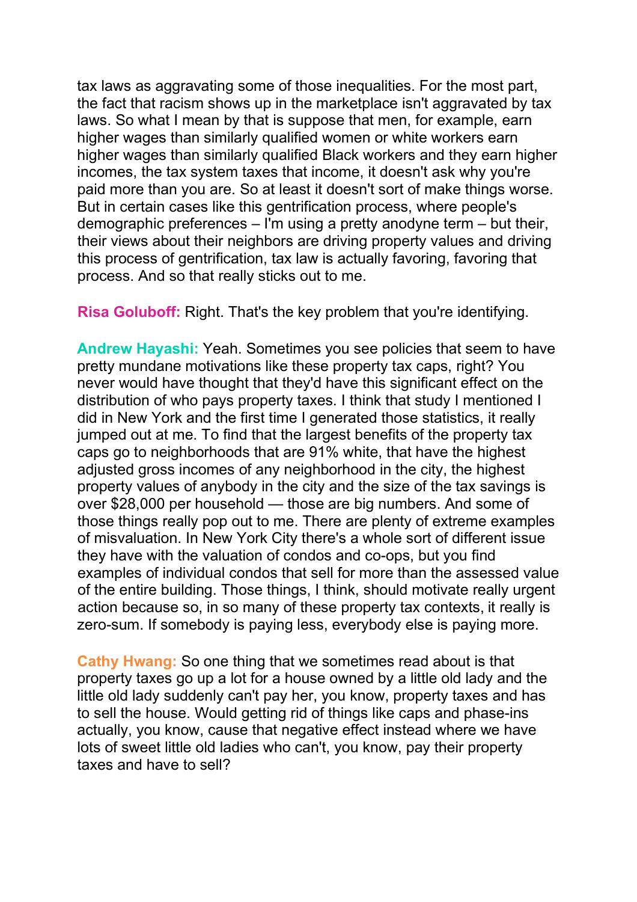tax laws as aggravating some of those inequalities. For the most part, the fact that racism shows up in the marketplace isn't aggravated by tax laws. So what I mean by that is suppose that men, for example, earn higher wages than similarly qualified women or white workers earn higher wages than similarly qualified Black workers and they earn higher incomes, the tax system taxes that income, it doesn't ask why you're paid more than you are. So at least it doesn't sort of make things worse. But in certain cases like this gentrification process, where people's demographic preferences – I'm using a pretty anodyne term – but their, their views about their neighbors are driving property values and driving this process of gentrification, tax law is actually favoring, favoring that process. And so that really sticks out to me.

**Risa Goluboff:** Right. That's the key problem that you're identifying.

**Andrew Hayashi:** Yeah. Sometimes you see policies that seem to have pretty mundane motivations like these property tax caps, right? You never would have thought that they'd have this significant effect on the distribution of who pays property taxes. I think that study I mentioned I did in New York and the first time I generated those statistics, it really jumped out at me. To find that the largest benefits of the property tax caps go to neighborhoods that are 91% white, that have the highest adjusted gross incomes of any neighborhood in the city, the highest property values of anybody in the city and the size of the tax savings is over $28,000 per household — those are big numbers. And some of those things really pop out to me. There are plenty of extreme examples of misvaluation. In New York City there's a whole sort of different issue they have with the valuation of condos and co-ops, but you find examples of individual condos that sell for more than the assessed value of the entire building. Those things, I think, should motivate really urgent action because so, in so many of these property tax contexts, it really is zero-sum. If somebody is paying less, everybody else is paying more.

**Cathy Hwang:** So one thing that we sometimes read about is that property taxes go up a lot for a house owned by a little old lady and the little old lady suddenly can't pay her, you know, property taxes and has to sell the house. Would getting rid of things like caps and phase-ins actually, you know, cause that negative effect instead where we have lots of sweet little old ladies who can't, you know, pay their property taxes and have to sell?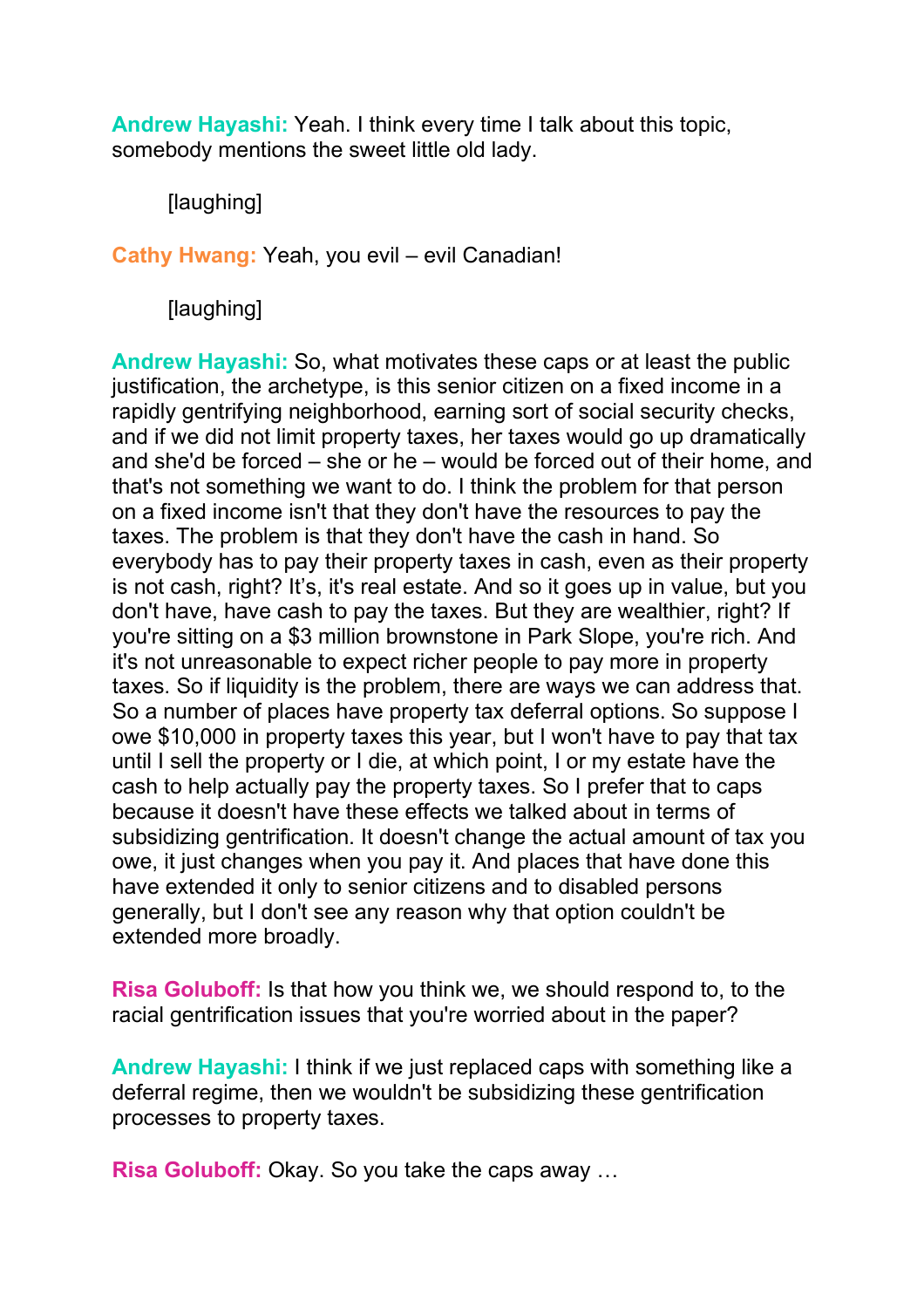**Andrew Hayashi:** Yeah. I think every time I talk about this topic, somebody mentions the sweet little old lady.

[laughing]

**Cathy Hwang:** Yeah, you evil – evil Canadian!

[laughing]

**Andrew Hayashi:** So, what motivates these caps or at least the public justification, the archetype, is this senior citizen on a fixed income in a rapidly gentrifying neighborhood, earning sort of social security checks, and if we did not limit property taxes, her taxes would go up dramatically and she'd be forced – she or he – would be forced out of their home, and that's not something we want to do. I think the problem for that person on a fixed income isn't that they don't have the resources to pay the taxes. The problem is that they don't have the cash in hand. So everybody has to pay their property taxes in cash, even as their property is not cash, right? It's, it's real estate. And so it goes up in value, but you don't have, have cash to pay the taxes. But they are wealthier, right? If you're sitting on a $3 million brownstone in Park Slope, you're rich. And it's not unreasonable to expect richer people to pay more in property taxes. So if liquidity is the problem, there are ways we can address that. So a number of places have property tax deferral options. So suppose I owe $10,000 in property taxes this year, but I won't have to pay that tax until I sell the property or I die, at which point, I or my estate have the cash to help actually pay the property taxes. So I prefer that to caps because it doesn't have these effects we talked about in terms of subsidizing gentrification. It doesn't change the actual amount of tax you owe, it just changes when you pay it. And places that have done this have extended it only to senior citizens and to disabled persons generally, but I don't see any reason why that option couldn't be extended more broadly.

**Risa Goluboff:** Is that how you think we, we should respond to, to the racial gentrification issues that you're worried about in the paper?

**Andrew Hayashi:** I think if we just replaced caps with something like a deferral regime, then we wouldn't be subsidizing these gentrification processes to property taxes.

**Risa Goluboff:** Okay. So you take the caps away …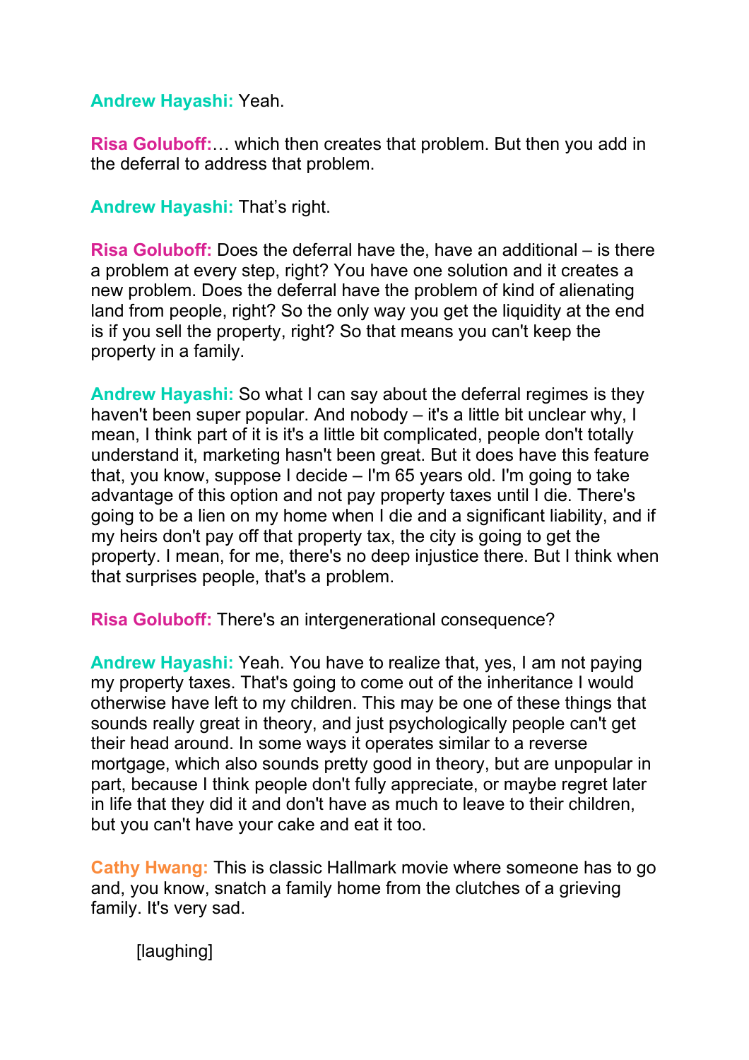**Andrew Hayashi:** Yeah.

**Risa Goluboff:**… which then creates that problem. But then you add in the deferral to address that problem.

**Andrew Hayashi:** That's right.

**Risa Goluboff:** Does the deferral have the, have an additional – is there a problem at every step, right? You have one solution and it creates a new problem. Does the deferral have the problem of kind of alienating land from people, right? So the only way you get the liquidity at the end is if you sell the property, right? So that means you can't keep the property in a family.

**Andrew Hayashi:** So what I can say about the deferral regimes is they haven't been super popular. And nobody – it's a little bit unclear why, I mean, I think part of it is it's a little bit complicated, people don't totally understand it, marketing hasn't been great. But it does have this feature that, you know, suppose I decide – I'm 65 years old. I'm going to take advantage of this option and not pay property taxes until I die. There's going to be a lien on my home when I die and a significant liability, and if my heirs don't pay off that property tax, the city is going to get the property. I mean, for me, there's no deep injustice there. But I think when that surprises people, that's a problem.

**Risa Goluboff:** There's an intergenerational consequence?

**Andrew Hayashi:** Yeah. You have to realize that, yes, I am not paying my property taxes. That's going to come out of the inheritance I would otherwise have left to my children. This may be one of these things that sounds really great in theory, and just psychologically people can't get their head around. In some ways it operates similar to a reverse mortgage, which also sounds pretty good in theory, but are unpopular in part, because I think people don't fully appreciate, or maybe regret later in life that they did it and don't have as much to leave to their children, but you can't have your cake and eat it too.

**Cathy Hwang:** This is classic Hallmark movie where someone has to go and, you know, snatch a family home from the clutches of a grieving family. It's very sad.

[laughing]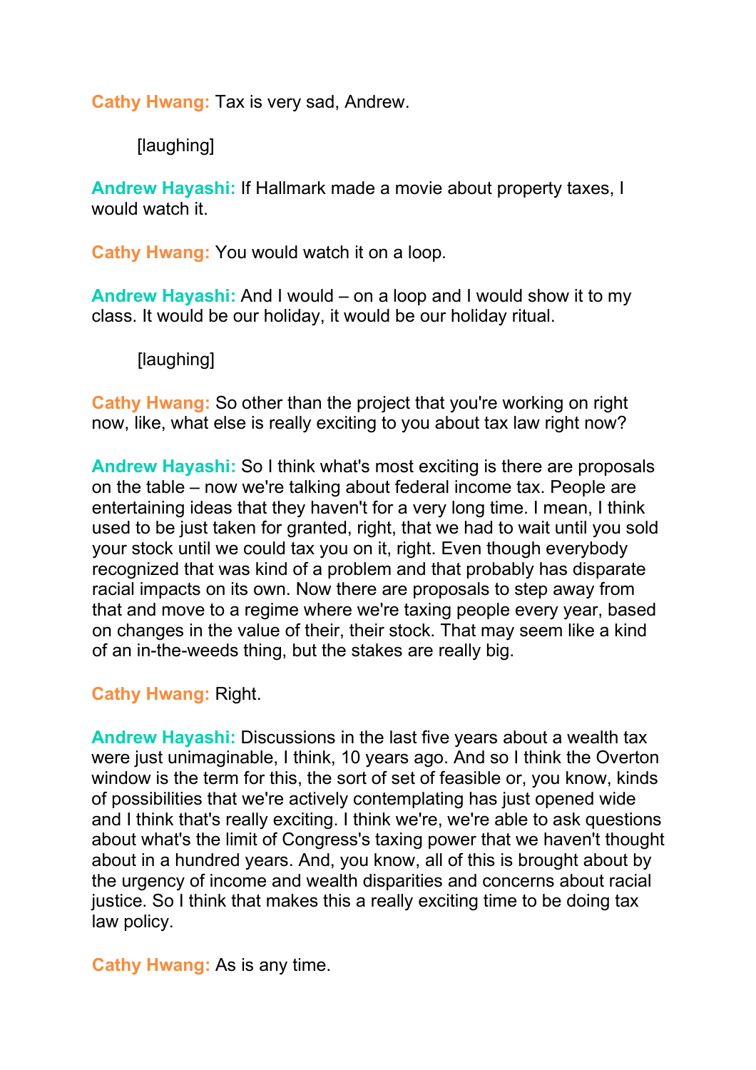**Cathy Hwang:** Tax is very sad, Andrew.

[laughing]

**Andrew Hayashi:** If Hallmark made a movie about property taxes, I would watch it.

**Cathy Hwang:** You would watch it on a loop.

**Andrew Hayashi:** And I would – on a loop and I would show it to my class. It would be our holiday, it would be our holiday ritual.

[laughing]

**Cathy Hwang:** So other than the project that you're working on right now, like, what else is really exciting to you about tax law right now?

**Andrew Hayashi:** So I think what's most exciting is there are proposals on the table – now we're talking about federal income tax. People are entertaining ideas that they haven't for a very long time. I mean, I think used to be just taken for granted, right, that we had to wait until you sold your stock until we could tax you on it, right. Even though everybody recognized that was kind of a problem and that probably has disparate racial impacts on its own. Now there are proposals to step away from that and move to a regime where we're taxing people every year, based on changes in the value of their, their stock. That may seem like a kind of an in-the-weeds thing, but the stakes are really big.

**Cathy Hwang:** Right.

**Andrew Hayashi:** Discussions in the last five years about a wealth tax were just unimaginable, I think, 10 years ago. And so I think the Overton window is the term for this, the sort of set of feasible or, you know, kinds of possibilities that we're actively contemplating has just opened wide and I think that's really exciting. I think we're, we're able to ask questions about what's the limit of Congress's taxing power that we haven't thought about in a hundred years. And, you know, all of this is brought about by the urgency of income and wealth disparities and concerns about racial justice. So I think that makes this a really exciting time to be doing tax law policy.

**Cathy Hwang:** As is any time.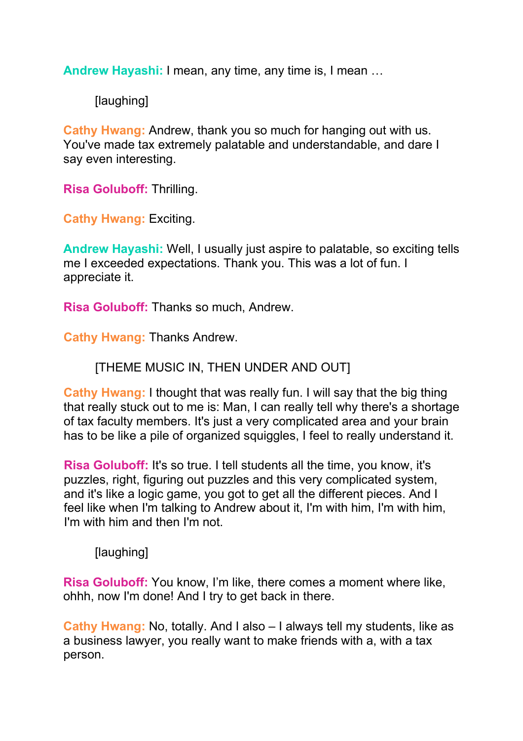**Andrew Hayashi:** I mean, any time, any time is, I mean …

[laughing]

**Cathy Hwang:** Andrew, thank you so much for hanging out with us. You've made tax extremely palatable and understandable, and dare I say even interesting.

**Risa Goluboff:** Thrilling.

**Cathy Hwang:** Exciting.

**Andrew Hayashi:** Well, I usually just aspire to palatable, so exciting tells me I exceeded expectations. Thank you. This was a lot of fun. I appreciate it.

**Risa Goluboff:** Thanks so much, Andrew.

**Cathy Hwang:** Thanks Andrew.

[THEME MUSIC IN, THEN UNDER AND OUT]

**Cathy Hwang:** I thought that was really fun. I will say that the big thing that really stuck out to me is: Man, I can really tell why there's a shortage of tax faculty members. It's just a very complicated area and your brain has to be like a pile of organized squiggles, I feel to really understand it.

**Risa Goluboff:** It's so true. I tell students all the time, you know, it's puzzles, right, figuring out puzzles and this very complicated system, and it's like a logic game, you got to get all the different pieces. And I feel like when I'm talking to Andrew about it, I'm with him, I'm with him, I'm with him and then I'm not.

[laughing]

**Risa Goluboff:** You know, I'm like, there comes a moment where like, ohhh, now I'm done! And I try to get back in there.

**Cathy Hwang:** No, totally. And I also – I always tell my students, like as a business lawyer, you really want to make friends with a, with a tax person.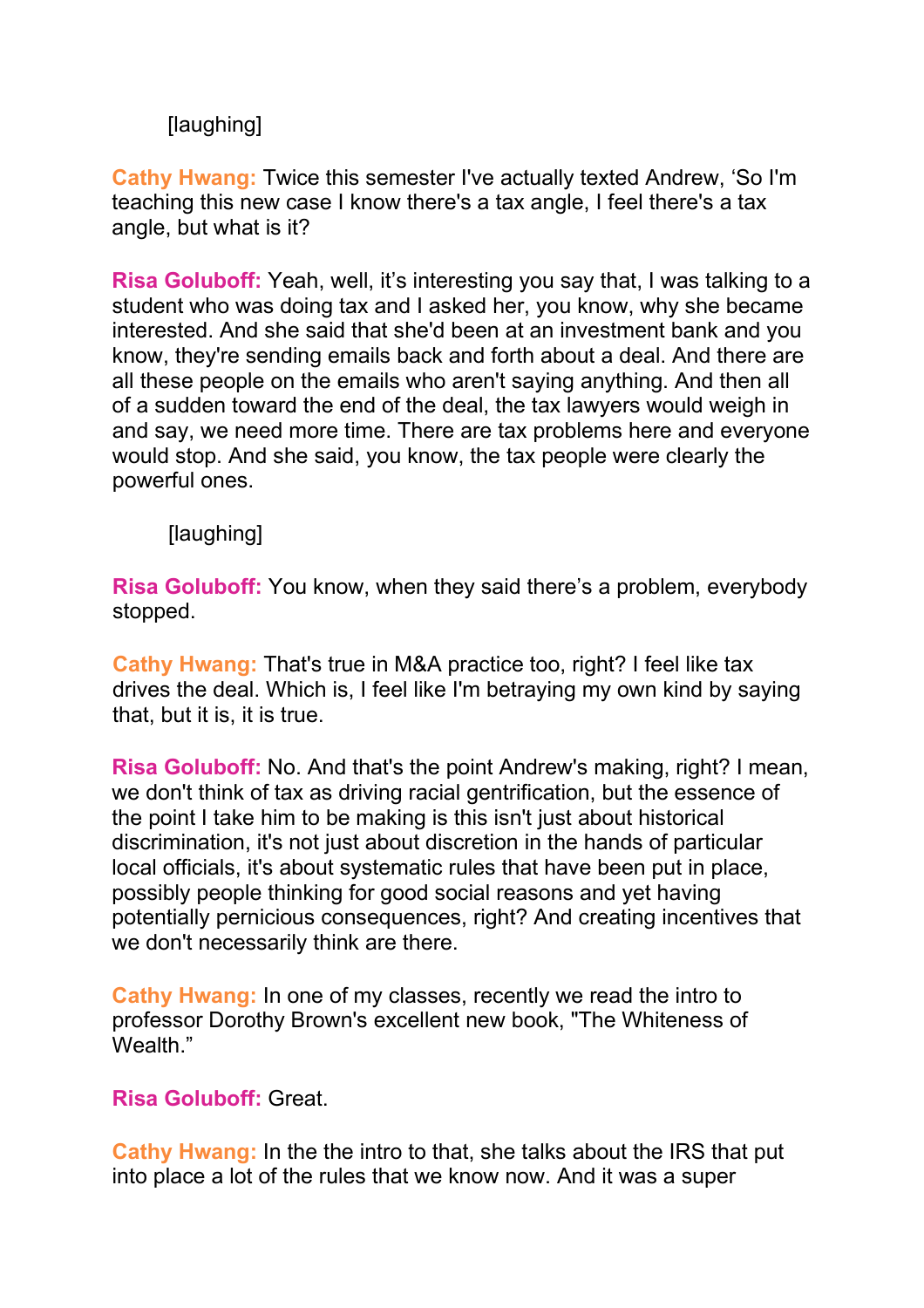[laughing]

**Cathy Hwang:** Twice this semester I've actually texted Andrew, 'So I'm teaching this new case I know there's a tax angle, I feel there's a tax angle, but what is it?

**Risa Goluboff:** Yeah, well, it's interesting you say that, I was talking to a student who was doing tax and I asked her, you know, why she became interested. And she said that she'd been at an investment bank and you know, they're sending emails back and forth about a deal. And there are all these people on the emails who aren't saying anything. And then all of a sudden toward the end of the deal, the tax lawyers would weigh in and say, we need more time. There are tax problems here and everyone would stop. And she said, you know, the tax people were clearly the powerful ones.

[laughing]

**Risa Goluboff:** You know, when they said there's a problem, everybody stopped.

**Cathy Hwang:** That's true in M&A practice too, right? I feel like tax drives the deal. Which is, I feel like I'm betraying my own kind by saying that, but it is, it is true.

**Risa Goluboff:** No. And that's the point Andrew's making, right? I mean, we don't think of tax as driving racial gentrification, but the essence of the point I take him to be making is this isn't just about historical discrimination, it's not just about discretion in the hands of particular local officials, it's about systematic rules that have been put in place, possibly people thinking for good social reasons and yet having potentially pernicious consequences, right? And creating incentives that we don't necessarily think are there.

**Cathy Hwang:** In one of my classes, recently we read the intro to professor Dorothy Brown's excellent new book, "The Whiteness of Wealth."

**Risa Goluboff:** Great.

**Cathy Hwang:** In the the intro to that, she talks about the IRS that put into place a lot of the rules that we know now. And it was a super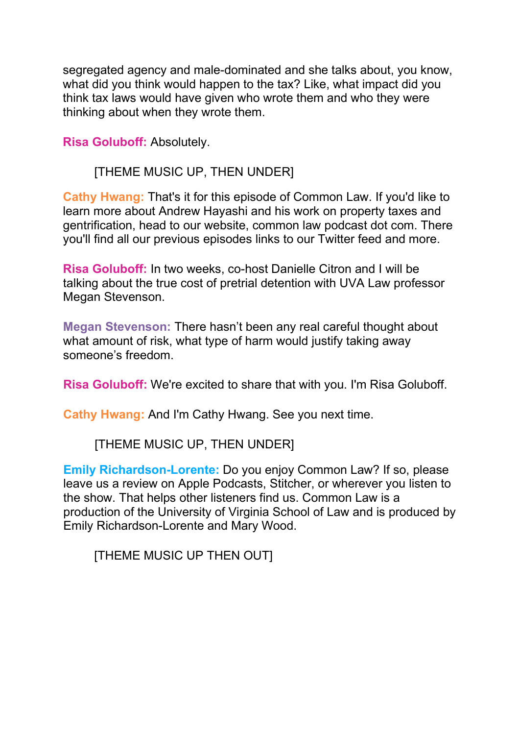segregated agency and male-dominated and she talks about, you know, what did you think would happen to the tax? Like, what impact did you think tax laws would have given who wrote them and who they were thinking about when they wrote them.

**Risa Goluboff:** Absolutely.

[THEME MUSIC UP, THEN UNDER]

**Cathy Hwang:** That's it for this episode of Common Law. If you'd like to learn more about Andrew Hayashi and his work on property taxes and gentrification, head to our website, common law podcast dot com. There you'll find all our previous episodes links to our Twitter feed and more.

**Risa Goluboff:** In two weeks, co-host Danielle Citron and I will be talking about the true cost of pretrial detention with UVA Law professor Megan Stevenson.

**Megan Stevenson:** There hasn't been any real careful thought about what amount of risk, what type of harm would justify taking away someone's freedom.

**Risa Goluboff:** We're excited to share that with you. I'm Risa Goluboff.

**Cathy Hwang:** And I'm Cathy Hwang. See you next time.

[THEME MUSIC UP, THEN UNDER]

**Emily Richardson-Lorente:** Do you enjoy Common Law? If so, please leave us a review on Apple Podcasts, Stitcher, or wherever you listen to the show. That helps other listeners find us. Common Law is a production of the University of Virginia School of Law and is produced by Emily Richardson-Lorente and Mary Wood.

[THEME MUSIC UP THEN OUT]